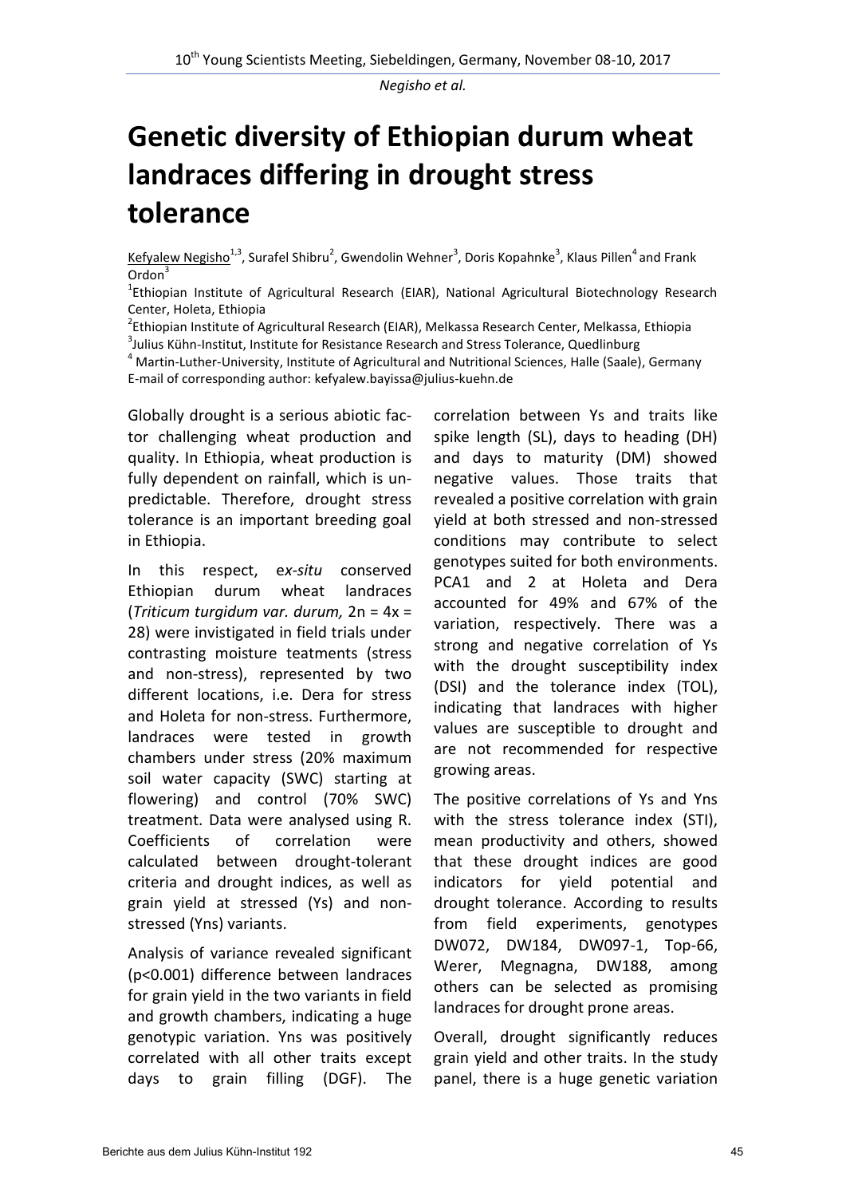# Genetic diversity of Ethiopian durum wheat landraces differing in drought stress tolerance

Kefyalew Negisho[1,3], Surafel Shibru[2], Gwendolin Wehner[3], Doris Kopahnke[3], Klaus Pillen[4] and Frank Ordon[3]

[1]Ethiopian Institute of Agricultural Research (EIAR), National Agricultural Biotechnology Research Center, Holeta, Ethiopia

[2]Ethiopian Institute of Agricultural Research (EIAR), Melkassa Research Center, Melkassa, Ethiopia

[3]Julius Kühn-Institut, Institute for Resistance Research and Stress Tolerance, Quedlinburg

[4] Martin-Luther-University, Institute of Agricultural and Nutritional Sciences, Halle (Saale), Germany

E-mail of corresponding author: kefyalew.bayissa@julius-kuehn.de

Globally drought is a serious abiotic factor challenging wheat production and quality. In Ethiopia, wheat production is fully dependent on rainfall, which is unpredictable. Therefore, drought stress tolerance is an important breeding goal in Ethiopia.

In this respect, e*x-situ* conserved Ethiopian durum wheat landraces (*Triticum turgidum var. durum,* $2n = 4x = 28$) were invistigated in field trials under contrasting moisture teatments (stress and non-stress), represented by two different locations, i.e. Dera for stress and Holeta for non-stress. Furthermore, landraces were tested in growth chambers under stress (20% maximum soil water capacity (SWC) starting at flowering) and control (70% SWC) treatment. Data were analysed using R. Coefficients of correlation were calculated between drought-tolerant criteria and drought indices, as well as grain yield at stressed (Ys) and non-stressed (Yns) variants.

Analysis of variance revealed significant ($p<0.001$) difference between landraces for grain yield in the two variants in field and growth chambers, indicating a huge genotypic variation. Yns was positively correlated with all other traits except days to grain filling (DGF). The correlation between Ys and traits like spike length (SL), days to heading (DH) and days to maturity (DM) showed negative values. Those traits that revealed a positive correlation with grain yield at both stressed and non-stressed conditions may contribute to select genotypes suited for both environments. PCA1 and 2 at Holeta and Dera accounted for 49% and 67% of the variation, respectively. There was a strong and negative correlation of Ys with the drought susceptibility index (DSI) and the tolerance index (TOL), indicating that landraces with higher values are susceptible to drought and are not recommended for respective growing areas.

The positive correlations of Ys and Yns with the stress tolerance index (STI), mean productivity and others, showed that these drought indices are good indicators for yield potential and drought tolerance. According to results from field experiments, genotypes DW072, DW184, DW097-1, Top-66, Werer, Megnagna, DW188, among others can be selected as promising landraces for drought prone areas.

Overall, drought significantly reduces grain yield and other traits. In the study panel, there is a huge genetic variation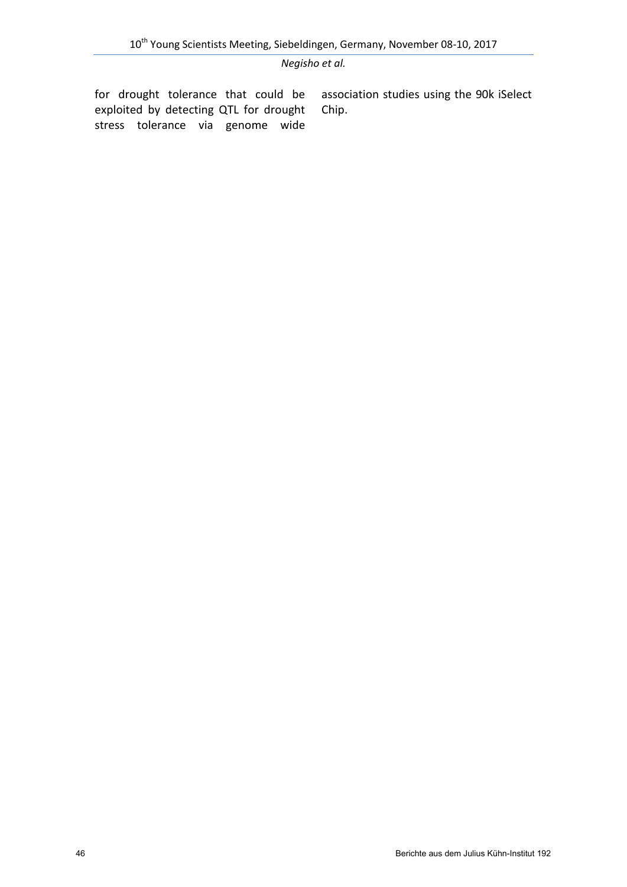for drought tolerance that could be exploited by detecting QTL for drought stress tolerance via genome wide association studies using the 90k iSelect Chip.